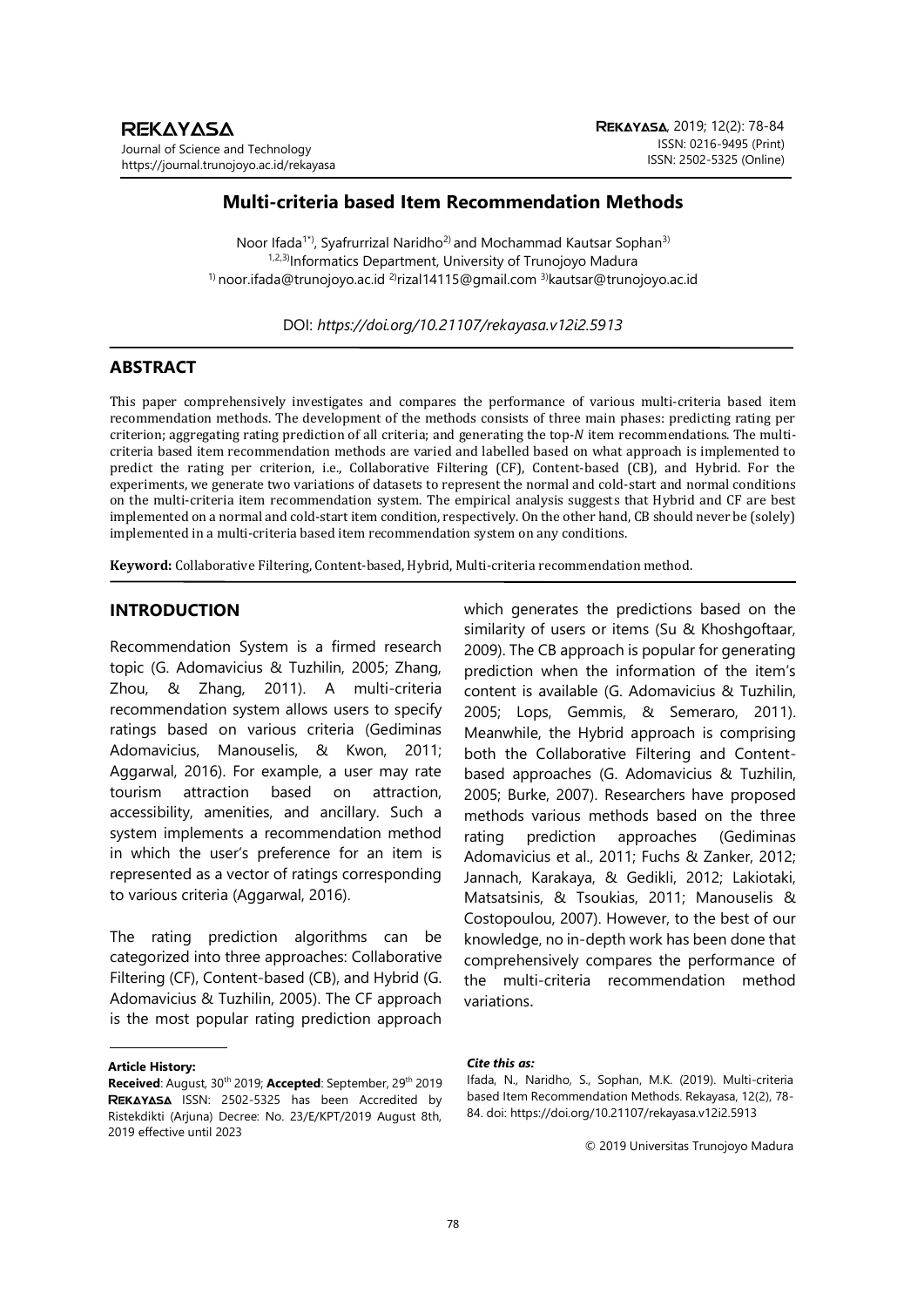# Multi-criteria based Item Recommendation Methods

Noor Ifada[1*], Syafrurrizal Naridho[2] and Mochammad Kautsar Sophan[3]

[1,2,3]Informatics Department, University of Trunojoyo Madura

[1] noor.ifada@trunojoyo.ac.id [2]rizal14115@gmail.com [3]kautsar@trunojoyo.ac.id

DOI: *https://doi.org/10.21107/rekayasa.v12i2.5913*

## ABSTRACT

This paper comprehensively investigates and compares the performance of various multi-criteria based item recommendation methods. The development of the methods consists of three main phases: predicting rating per criterion; aggregating rating prediction of all criteria; and generating the top-$N$ item recommendations. The multi-criteria based item recommendation methods are varied and labelled based on what approach is implemented to predict the rating per criterion, i.e., Collaborative Filtering (CF), Content-based (CB), and Hybrid. For the experiments, we generate two variations of datasets to represent the normal and cold-start and normal conditions on the multi-criteria item recommendation system. The empirical analysis suggests that Hybrid and CF are best implemented on a normal and cold-start item condition, respectively. On the other hand, CB should never be (solely) implemented in a multi-criteria based item recommendation system on any conditions.

**Keyword:** Collaborative Filtering, Content-based, Hybrid, Multi-criteria recommendation method.

## INTRODUCTION

Recommendation System is a firmed research topic (G. Adomavicius & Tuzhilin, 2005; Zhang, Zhou, & Zhang, 2011). A multi-criteria recommendation system allows users to specify ratings based on various criteria (Gediminas Adomavicius, Manouselis, & Kwon, 2011; Aggarwal, 2016). For example, a user may rate tourism attraction based on attraction, accessibility, amenities, and ancillary. Such a system implements a recommendation method in which the user's preference for an item is represented as a vector of ratings corresponding to various criteria (Aggarwal, 2016).

The rating prediction algorithms can be categorized into three approaches: Collaborative Filtering (CF), Content-based (CB), and Hybrid (G. Adomavicius & Tuzhilin, 2005). The CF approach is the most popular rating prediction approach which generates the predictions based on the similarity of users or items (Su & Khoshgoftaar, 2009). The CB approach is popular for generating prediction when the information of the item's content is available (G. Adomavicius & Tuzhilin, 2005; Lops, Gemmis, & Semeraro, 2011). Meanwhile, the Hybrid approach is comprising both the Collaborative Filtering and Content-based approaches (G. Adomavicius & Tuzhilin, 2005; Burke, 2007). Researchers have proposed methods various methods based on the three rating prediction approaches (Gediminas Adomavicius et al., 2011; Fuchs & Zanker, 2012; Jannach, Karakaya, & Gedikli, 2012; Lakiotaki, Matsatsinis, & Tsoukias, 2011; Manouselis & Costopoulou, 2007). However, to the best of our knowledge, no in-depth work has been done that comprehensively compares the performance of the multi-criteria recommendation method variations.

**Article History:**
**Received**: August, 30th 2019; **Accepted**: September, 29th 2019
REKAYASA ISSN: 2502-5325 has been Accredited by Ristekdikti (Arjuna) Decree: No. 23/E/KPT/2019 August 8th, 2019 effective until 2023

***Cite this as:***
Ifada, N., Naridho, S., Sophan, M.K. (2019). Multi-criteria based Item Recommendation Methods. Rekayasa, 12(2), 78-84. doi: https://doi.org/10.21107/rekayasa.v12i2.5913

© 2019 Universitas Trunojoyo Madura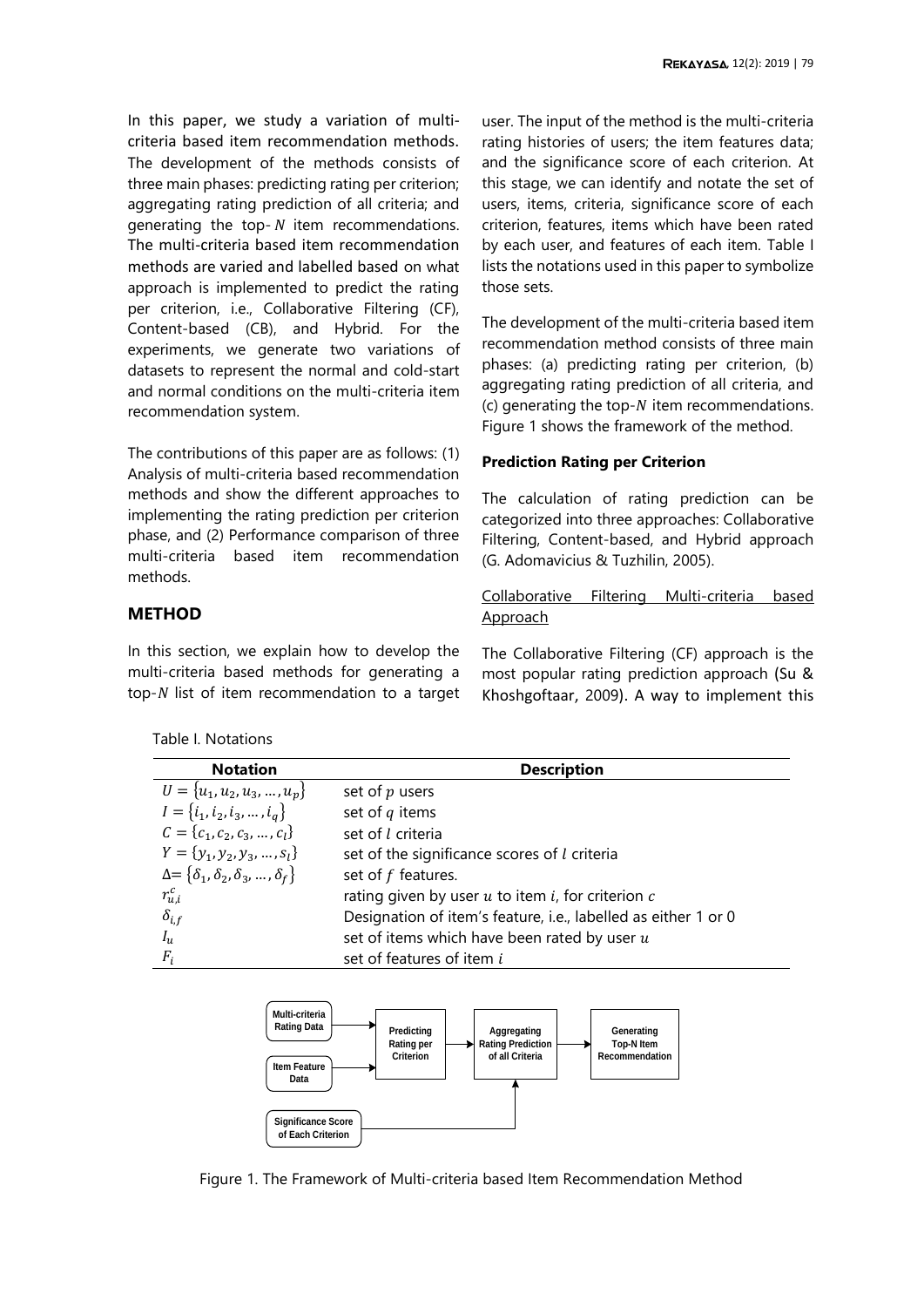In this paper, we study a variation of multi-criteria based item recommendation methods. The development of the methods consists of three main phases: predicting rating per criterion; aggregating rating prediction of all criteria; and generating the top-$N$ item recommendations. The multi-criteria based item recommendation methods are varied and labelled based on what approach is implemented to predict the rating per criterion, i.e., Collaborative Filtering (CF), Content-based (CB), and Hybrid. For the experiments, we generate two variations of datasets to represent the normal and cold-start and normal conditions on the multi-criteria item recommendation system.

The contributions of this paper are as follows: (1) Analysis of multi-criteria based recommendation methods and show the different approaches to implementing the rating prediction per criterion phase, and (2) Performance comparison of three multi-criteria based item recommendation methods.

## METHOD

In this section, we explain how to develop the multi-criteria based methods for generating a top-$N$ list of item recommendation to a target user. The input of the method is the multi-criteria rating histories of users; the item features data; and the significance score of each criterion. At this stage, we can identify and notate the set of users, items, criteria, significance score of each criterion, features, items which have been rated by each user, and features of each item. Table I lists the notations used in this paper to symbolize those sets.

The development of the multi-criteria based item recommendation method consists of three main phases: (a) predicting rating per criterion, (b) aggregating rating prediction of all criteria, and (c) generating the top-$N$ item recommendations. Figure 1 shows the framework of the method.

### Prediction Rating per Criterion

The calculation of rating prediction can be categorized into three approaches: Collaborative Filtering, Content-based, and Hybrid approach (G. Adomavicius & Tuzhilin, 2005).

Collaborative Filtering Multi-criteria based Approach

The Collaborative Filtering (CF) approach is the most popular rating prediction approach (Su & Khoshgoftaar, 2009). A way to implement this

Table I. Notations

| Notation | Description |
| --- | --- |
| $U = \{u_1, u_2, u_3, \ldots, u_p\}$ | set of $p$ users |
| $I = \{i_1, i_2, i_3, \ldots, i_q\}$ | set of $q$ items |
| $C = \{c_1, c_2, c_3, \ldots, c_l\}$ | set of $l$ criteria |
| $Y = \{y_1, y_2, y_3, \ldots, s_l\}$ | set of the significance scores of $l$ criteria |
| $\Delta = \{\delta_1, \delta_2, \delta_3, \ldots, \delta_f\}$ | set of $f$ features. |
| $r_{u,i}^{c}$ | rating given by user $u$ to item $i$, for criterion $c$ |
| $\delta_{i,f}$ | Designation of item's feature, i.e., labelled as either 1 or 0 |
| $I_u$ | set of items which have been rated by user $u$ |
| $F_i$ | set of features of item $i$ |

Multi-criteria Rating Data

Item Feature Data

Significance Score of Each Criterion

Predicting Rating per Criterion

Aggregating Rating Prediction of all Criteria

Generating Top-N Item Recommendation

Figure 1. The Framework of Multi-criteria based Item Recommendation Method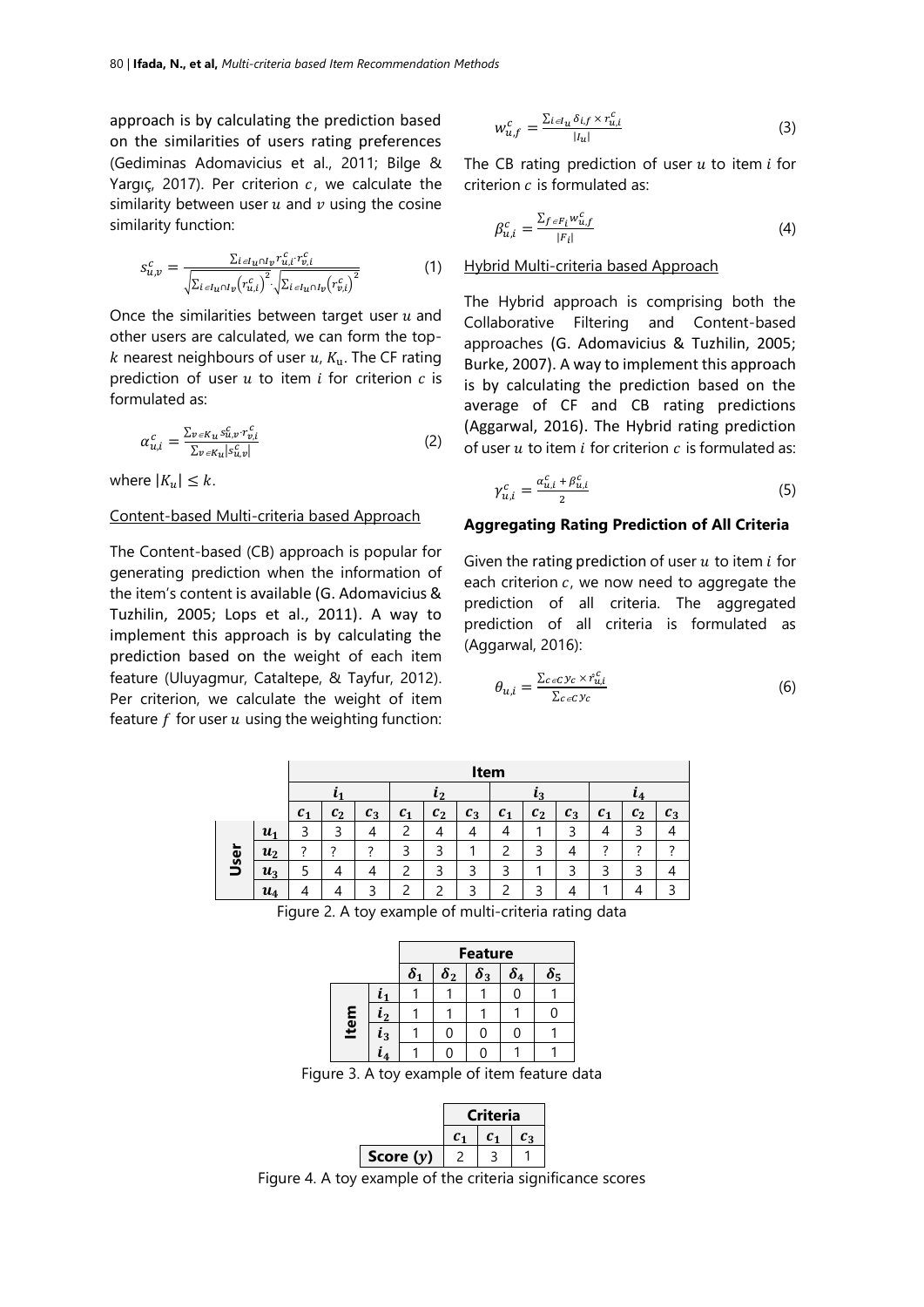approach is by calculating the prediction based on the similarities of users rating preferences (Gediminas Adomavicius et al., 2011; Bilge & Yargıç, 2017). Per criterion $c$, we calculate the similarity between user $u$ and $v$ using the cosine similarity function:

$$s_{u,v}^{c} = \frac{\sum_{i \in I_u \cap I_v} r_{u,i}^{c} \cdot r_{v,i}^{c}}{\sqrt{\sum_{i \in I_u \cap I_v} \left(r_{u,i}^{c}\right)^2} \cdot \sqrt{\sum_{i \in I_u \cap I_v} \left(r_{v,i}^{c}\right)^2}} \quad (1)$$

Once the similarities between target user $u$ and other users are calculated, we can form the top-$k$ nearest neighbours of user $u$, $K_u$. The CF rating prediction of user $u$ to item $i$ for criterion $c$ is formulated as:

$$\alpha_{u,i}^{c} = \frac{\sum_{v \in K_u} s_{u,v}^{c} \cdot r_{v,i}^{c}}{\sum_{v \in K_u} |s_{u,v}^{c}|} \quad (2)$$

where $|K_u| \leq k$.

Content-based Multi-criteria based Approach

The Content-based (CB) approach is popular for generating prediction when the information of the item's content is available (G. Adomavicius & Tuzhilin, 2005; Lops et al., 2011). A way to implement this approach is by calculating the prediction based on the weight of each item feature (Uluyagmur, Cataltepe, & Tayfur, 2012). Per criterion, we calculate the weight of item feature $f$ for user $u$ using the weighting function:

$$w_{u,f}^{c} = \frac{\sum_{i \in I_u} \delta_{i,f} \times r_{u,i}^{c}}{|I_u|} \quad (3)$$

The CB rating prediction of user $u$ to item $i$ for criterion $c$ is formulated as:

$$\beta_{u,i}^{c} = \frac{\sum_{f \in F_i} w_{u,f}^{c}}{|F_i|} \quad (4)$$

Hybrid Multi-criteria based Approach

The Hybrid approach is comprising both the Collaborative Filtering and Content-based approaches (G. Adomavicius & Tuzhilin, 2005; Burke, 2007). A way to implement this approach is by calculating the prediction based on the average of CF and CB rating predictions (Aggarwal, 2016). The Hybrid rating prediction of user $u$ to item $i$ for criterion $c$ is formulated as:

$$\gamma_{u,i}^{c} = \frac{\alpha_{u,i}^{c} + \beta_{u,i}^{c}}{2} \quad (5)$$

**Aggregating Rating Prediction of All Criteria**

Given the rating prediction of user $u$ to item $i$ for each criterion $c$, we now need to aggregate the prediction of all criteria. The aggregated prediction of all criteria is formulated as (Aggarwal, 2016):

$$\theta_{u,i} = \frac{\sum_{c \in C} y_c \times \hat{r}_{u,i}^{c}}{\sum_{c \in C} y_c} \quad (6)$$

| | | Item | | | | | | | | | | | |
|---|---|---|---|---|---|---|---|---|---|---|---|---|---|
| | | $i_1$ | | | $i_2$ | | | $i_3$ | | | $i_4$ | | |
| | | $c_1$ | $c_2$ | $c_3$ | $c_1$ | $c_2$ | $c_3$ | $c_1$ | $c_2$ | $c_3$ | $c_1$ | $c_2$ | $c_3$ |
| User | $u_1$ | 3 | 3 | 4 | 2 | 4 | 4 | 4 | 1 | 3 | 4 | 3 | 4 |
| | $u_2$ | ? | ? | ? | 3 | 3 | 1 | 2 | 3 | 4 | ? | ? | ? |
| | $u_3$ | 5 | 4 | 4 | 2 | 3 | 3 | 3 | 1 | 3 | 3 | 3 | 4 |
| | $u_4$ | 4 | 4 | 3 | 2 | 2 | 3 | 2 | 3 | 4 | 1 | 4 | 3 |

Figure 2. A toy example of multi-criteria rating data

| | | Feature | | | | |
|---|---|---|---|---|---|---|
| | | $\delta_1$ | $\delta_2$ | $\delta_3$ | $\delta_4$ | $\delta_5$ |
| Item | $i_1$ | 1 | 1 | 1 | 0 | 1 |
| | $i_2$ | 1 | 1 | 1 | 1 | 0 |
| | $i_3$ | 1 | 0 | 0 | 0 | 1 |
| | $i_4$ | 1 | 0 | 0 | 1 | 1 |

Figure 3. A toy example of item feature data

| | Criteria | | |
|---|---|---|---|
| | $c_1$ | $c_1$ | $c_3$ |
| **Score ($y$)** | 2 | 3 | 1 |

Figure 4. A toy example of the criteria significance scores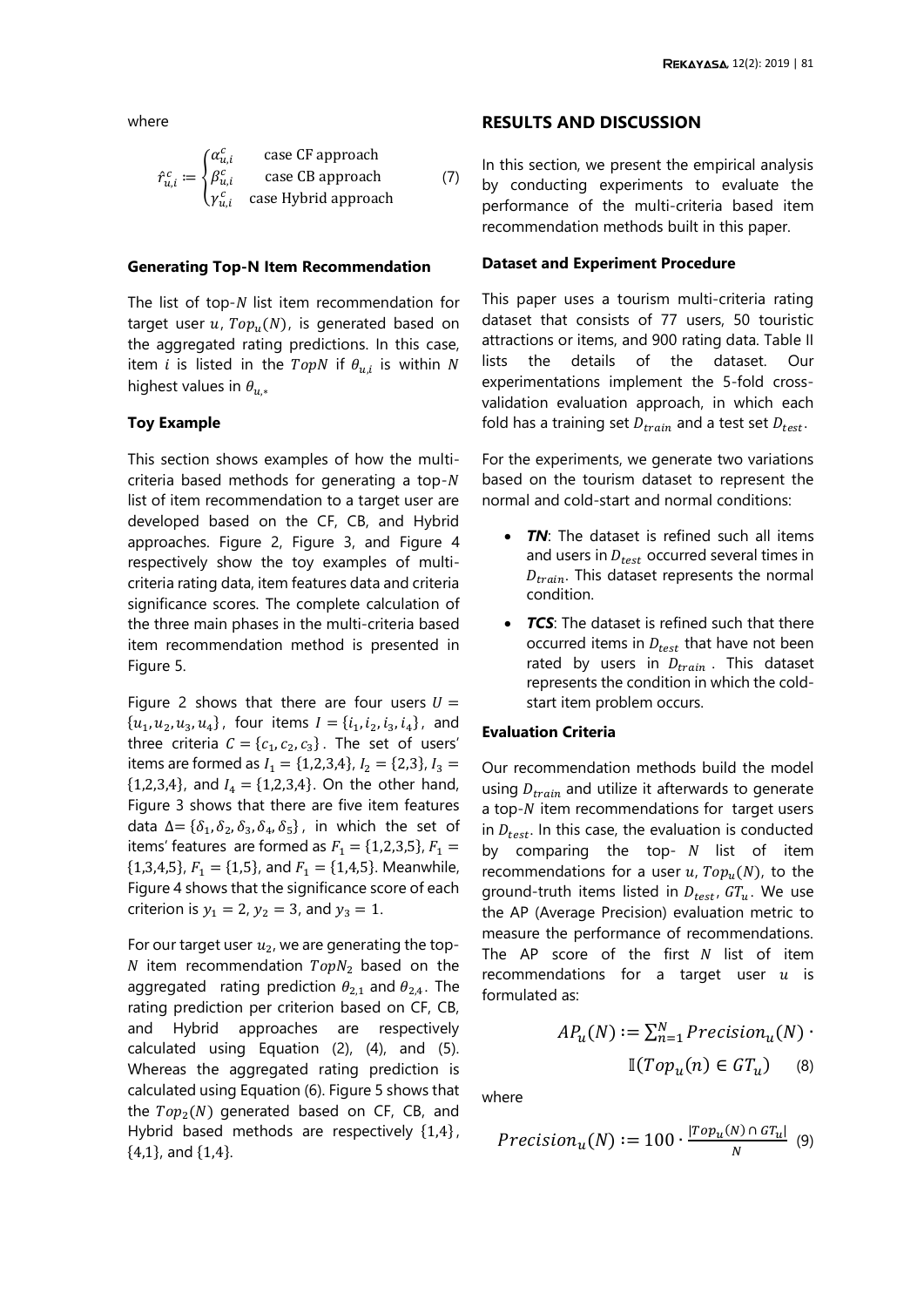where

$$\hat{r}^c_{u,i} := \begin{cases} \alpha^c_{u,i} & \text{case CF approach} \\ \beta^c_{u,i} & \text{case CB approach} \\ \gamma^c_{u,i} & \text{case Hybrid approach} \end{cases} \quad (7)$$

### Generating Top-N Item Recommendation

The list of top-$N$ list item recommendation for target user $u$, $Top_u(N)$, is generated based on the aggregated rating predictions. In this case, item $i$ is listed in the $TopN$ if $\theta_{u,i}$ is within $N$ highest values in $\theta_{u,*}$

### Toy Example

This section shows examples of how the multi-criteria based methods for generating a top-$N$ list of item recommendation to a target user are developed based on the CF, CB, and Hybrid approaches. Figure 2, Figure 3, and Figure 4 respectively show the toy examples of multi-criteria rating data, item features data and criteria significance scores. The complete calculation of the three main phases in the multi-criteria based item recommendation method is presented in Figure 5.

Figure 2 shows that there are four users $U = \{u_1, u_2, u_3, u_4\}$, four items $I = \{i_1, i_2, i_3, i_4\}$, and three criteria $C = \{c_1, c_2, c_3\}$. The set of users' items are formed as $I_1 = \{1,2,3,4\}$, $I_2 = \{2,3\}$, $I_3 = \{1,2,3,4\}$, and $I_4 = \{1,2,3,4\}$. On the other hand, Figure 3 shows that there are five item features data $\Delta = \{\delta_1, \delta_2, \delta_3, \delta_4, \delta_5\}$, in which the set of items' features are formed as $F_1 = \{1,2,3,5\}$, $F_1 = \{1,3,4,5\}$, $F_1 = \{1,5\}$, and $F_1 = \{1,4,5\}$. Meanwhile, Figure 4 shows that the significance score of each criterion is $y_1 = 2$, $y_2 = 3$, and $y_3 = 1$.

For our target user $u_2$, we are generating the top-$N$ item recommendation $TopN_2$ based on the aggregated rating prediction $\theta_{2,1}$ and $\theta_{2,4}$. The rating prediction per criterion based on CF, CB, and Hybrid approaches are respectively calculated using Equation (2), (4), and (5). Whereas the aggregated rating prediction is calculated using Equation (6). Figure 5 shows that the $Top_2(N)$ generated based on CF, CB, and Hybrid based methods are respectively {1,4}, {4,1}, and {1,4}.

## RESULTS AND DISCUSSION

In this section, we present the empirical analysis by conducting experiments to evaluate the performance of the multi-criteria based item recommendation methods built in this paper.

### Dataset and Experiment Procedure

This paper uses a tourism multi-criteria rating dataset that consists of 77 users, 50 touristic attractions or items, and 900 rating data. Table II lists the details of the dataset. Our experimentations implement the 5-fold cross-validation evaluation approach, in which each fold has a training set $D_{train}$ and a test set $D_{test}$.

For the experiments, we generate two variations based on the tourism dataset to represent the normal and cold-start and normal conditions:

- ***TN***: The dataset is refined such all items and users in $D_{test}$ occurred several times in $D_{train}$. This dataset represents the normal condition.
- ***TCS***: The dataset is refined such that there occurred items in $D_{test}$ that have not been rated by users in $D_{train}$. This dataset represents the condition in which the cold-start item problem occurs.

### Evaluation Criteria

Our recommendation methods build the model using $D_{train}$ and utilize it afterwards to generate a top-$N$ item recommendations for target users in $D_{test}$. In this case, the evaluation is conducted by comparing the top-$N$ list of item recommendations for a user $u$, $Top_u(N)$, to the ground-truth items listed in $D_{test}$, $GT_u$. We use the AP (Average Precision) evaluation metric to measure the performance of recommendations. The AP score of the first $N$ list of item recommendations for a target user $u$ is formulated as:

$$AP_u(N) := \sum_{n=1}^{N} Precision_u(N) \cdot \mathbb{I}(Top_u(n) \in GT_u) \quad (8)$$

where

$$Precision_u(N) := 100 \cdot \frac{|Top_u(N) \cap GT_u|}{N} \quad (9)$$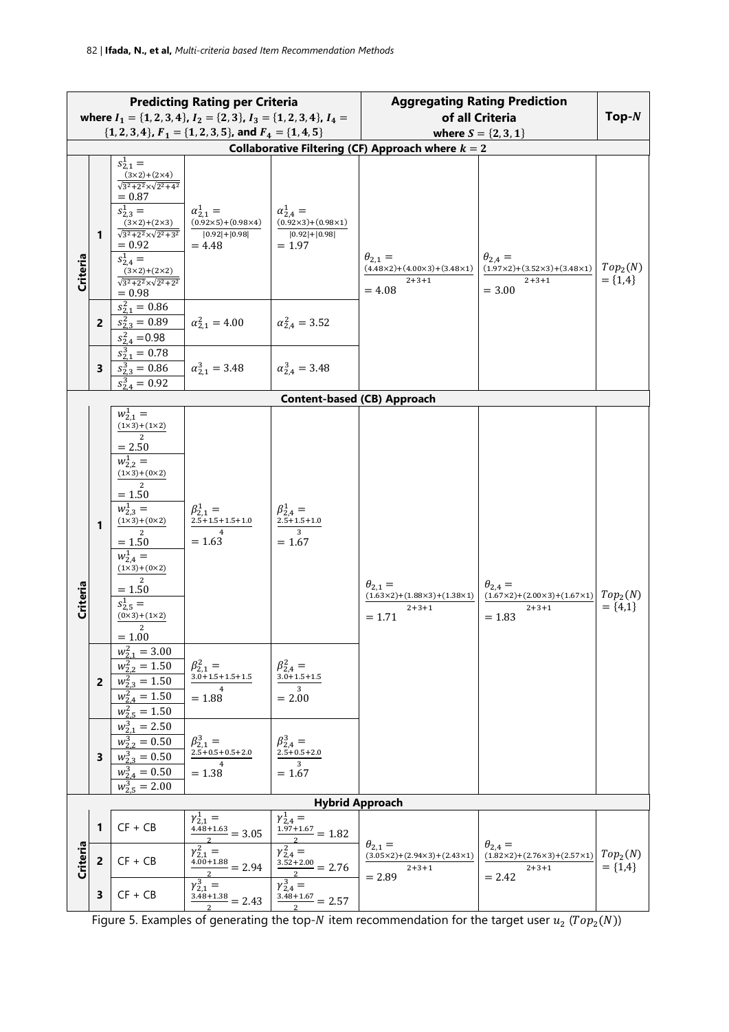| Predicting Rating per Criteria where $I_1 = \{1,2,3,4\}$, $I_2 = \{2,3\}$, $I_3 = \{1,2,3,4\}$, $I_4 = \{1,2,3,4\}$, $F_1 = \{1,2,3,5\}$, and $F_4 = \{1,4,5\}$ | | | | | Aggregating Rating Prediction of all Criteria where $S = \{2,3,1\}$ | | Top-$N$ |
|---|---|---|---|---|---|---|---|
| **Collaborative Filtering (CF) Approach where $k = 2$** | | | | | | | |
| Criteria | 1 | $s^1_{2,1} = \frac{(3\times2)+(2\times4)}{\sqrt{3^2+2^2}\times\sqrt{2^2+4^2}} = 0.87$; $s^1_{2,3} = \frac{(3\times2)+(2\times3)}{\sqrt{3^2+2^2}\times\sqrt{2^2+3^2}} = 0.92$; $s^1_{2,4} = \frac{(3\times2)+(2\times2)}{\sqrt{3^2+2^2}\times\sqrt{2^2+2^2}} = 0.98$ | $\alpha^1_{2,1} = \frac{(0.92\times5)+(0.98\times4)}{\lvert0.92\rvert+\lvert0.98\rvert} = 4.48$ | $\alpha^1_{2,4} = \frac{(0.92\times3)+(0.98\times1)}{\lvert0.92\rvert+\lvert0.98\rvert} = 1.97$ | $\theta_{2,1} = \frac{(4.48\times2)+(4.00\times3)+(3.48\times1)}{2+3+1} = 4.08$ | $\theta_{2,4} = \frac{(1.97\times2)+(3.52\times3)+(3.48\times1)}{2+3+1} = 3.00$ | $Top_2(N) = \{1,4\}$ |
| | 2 | $s^2_{2,1} = 0.86$; $s^2_{2,3} = 0.89$; $s^2_{2,4} = 0.98$ | $\alpha^2_{2,1} = 4.00$ | $\alpha^2_{2,4} = 3.52$ | | | |
| | 3 | $s^3_{2,1} = 0.78$; $s^3_{2,3} = 0.86$; $s^3_{2,4} = 0.92$ | $\alpha^3_{2,1} = 3.48$ | $\alpha^3_{2,4} = 3.48$ | | | |
| **Content-based (CB) Approach** | | | | | | | |
| Criteria | 1 | $w^1_{2,1} = \frac{(1\times3)+(1\times2)}{2} = 2.50$; $w^1_{2,2} = \frac{(1\times3)+(0\times2)}{2} = 1.50$; $w^1_{2,3} = \frac{(1\times3)+(0\times2)}{2} = 1.50$; $w^1_{2,4} = \frac{(1\times3)+(0\times2)}{2} = 1.50$; $s^1_{2,5} = \frac{(0\times3)+(1\times2)}{2} = 1.00$ | $\beta^1_{2,1} = \frac{2.5+1.5+1.5+1.0}{4} = 1.63$ | $\beta^1_{2,4} = \frac{2.5+1.5+1.0}{3} = 1.67$ | $\theta_{2,1} = \frac{(1.63\times2)+(1.88\times3)+(1.38\times1)}{2+3+1} = 1.71$ | $\theta_{2,4} = \frac{(1.67\times2)+(2.00\times3)+(1.67\times1)}{2+3+1} = 1.83$ | $Top_2(N) = \{4,1\}$ |
| | 2 | $w^2_{2,1} = 3.00$; $w^2_{2,2} = 1.50$; $w^2_{2,3} = 1.50$; $w^2_{2,4} = 1.50$; $w^2_{2,5} = 1.50$ | $\beta^2_{2,1} = \frac{3.0+1.5+1.5+1.5}{4} = 1.88$ | $\beta^2_{2,4} = \frac{3.0+1.5+1.5}{3} = 2.00$ | | | |
| | 3 | $w^3_{2,1} = 2.50$; $w^3_{2,2} = 0.50$; $w^3_{2,3} = 0.50$; $w^3_{2,4} = 0.50$; $w^3_{2,5} = 2.00$ | $\beta^3_{2,1} = \frac{2.5+0.5+0.5+2.0}{4} = 1.38$ | $\beta^3_{2,4} = \frac{2.5+0.5+2.0}{3} = 1.67$ | | | |
| **Hybrid Approach** | | | | | | | |
| Criteria | 1 | CF + CB | $\gamma^1_{2,1} = \frac{4.48+1.63}{2} = 3.05$ | $\gamma^1_{2,4} = \frac{1.97+1.67}{2} = 1.82$ | $\theta_{2,1} = \frac{(3.05\times2)+(2.94\times3)+(2.43\times1)}{2+3+1} = 2.89$ | $\theta_{2,4} = \frac{(1.82\times2)+(2.76\times3)+(2.57\times1)}{2+3+1} = 2.42$ | $Top_2(N) = \{1,4\}$ |
| | 2 | CF + CB | $\gamma^2_{2,1} = \frac{4.00+1.88}{2} = 2.94$ | $\gamma^2_{2,4} = \frac{3.52+2.00}{2} = 2.76$ | | | |
| | 3 | CF + CB | $\gamma^3_{2,1} = \frac{3.48+1.38}{2} = 2.43$ | $\gamma^3_{2,4} = \frac{3.48+1.67}{2} = 2.57$ | | | |

Figure 5. Examples of generating the top-$N$ item recommendation for the target user $u_2$ ($Top_2(N)$)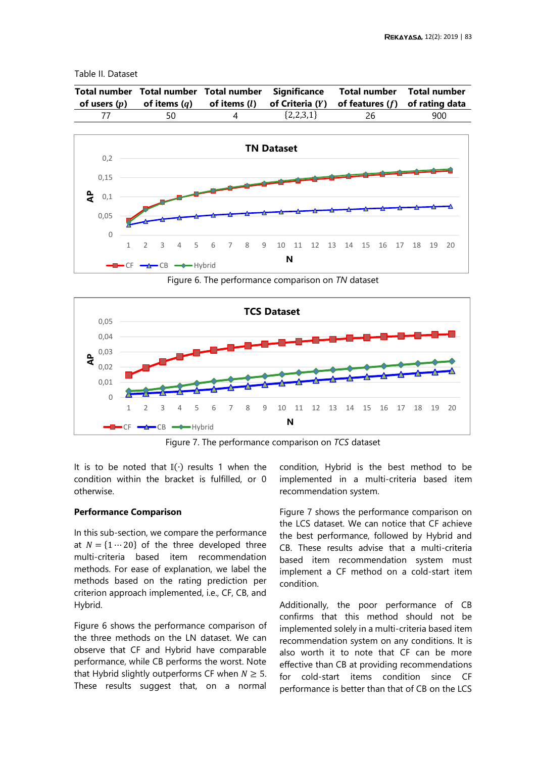Table II. Dataset

| Total number of users ($p$) | Total number of items ($q$) | Total number of items ($l$) | Significance of Criteria ($Y$) | Total number of features ($f$) | Total number of rating data |
|---|---|---|---|---|---|
| 77 | 50 | 4 | {2,2,3,1} | 26 | 900 |

Figure 6. The performance comparison on *TN* dataset

Figure 7. The performance comparison on *TCS* dataset

It is to be noted that $\mathbb{I}(\cdot)$ results 1 when the condition within the bracket is fulfilled, or 0 otherwise.

### Performance Comparison

In this sub-section, we compare the performance at $N = \{1 \cdots 20\}$ of the three developed three multi-criteria based item recommendation methods. For ease of explanation, we label the methods based on the rating prediction per criterion approach implemented, i.e., CF, CB, and Hybrid.

Figure 6 shows the performance comparison of the three methods on the LN dataset. We can observe that CF and Hybrid have comparable performance, while CB performs the worst. Note that Hybrid slightly outperforms CF when $N \geq 5$. These results suggest that, on a normal condition, Hybrid is the best method to be implemented in a multi-criteria based item recommendation system.

Figure 7 shows the performance comparison on the LCS dataset. We can notice that CF achieve the best performance, followed by Hybrid and CB. These results advise that a multi-criteria based item recommendation system must implement a CF method on a cold-start item condition.

Additionally, the poor performance of CB confirms that this method should not be implemented solely in a multi-criteria based item recommendation system on any conditions. It is also worth it to note that CF can be more effective than CB at providing recommendations for cold-start items condition since CF performance is better than that of CB on the LCS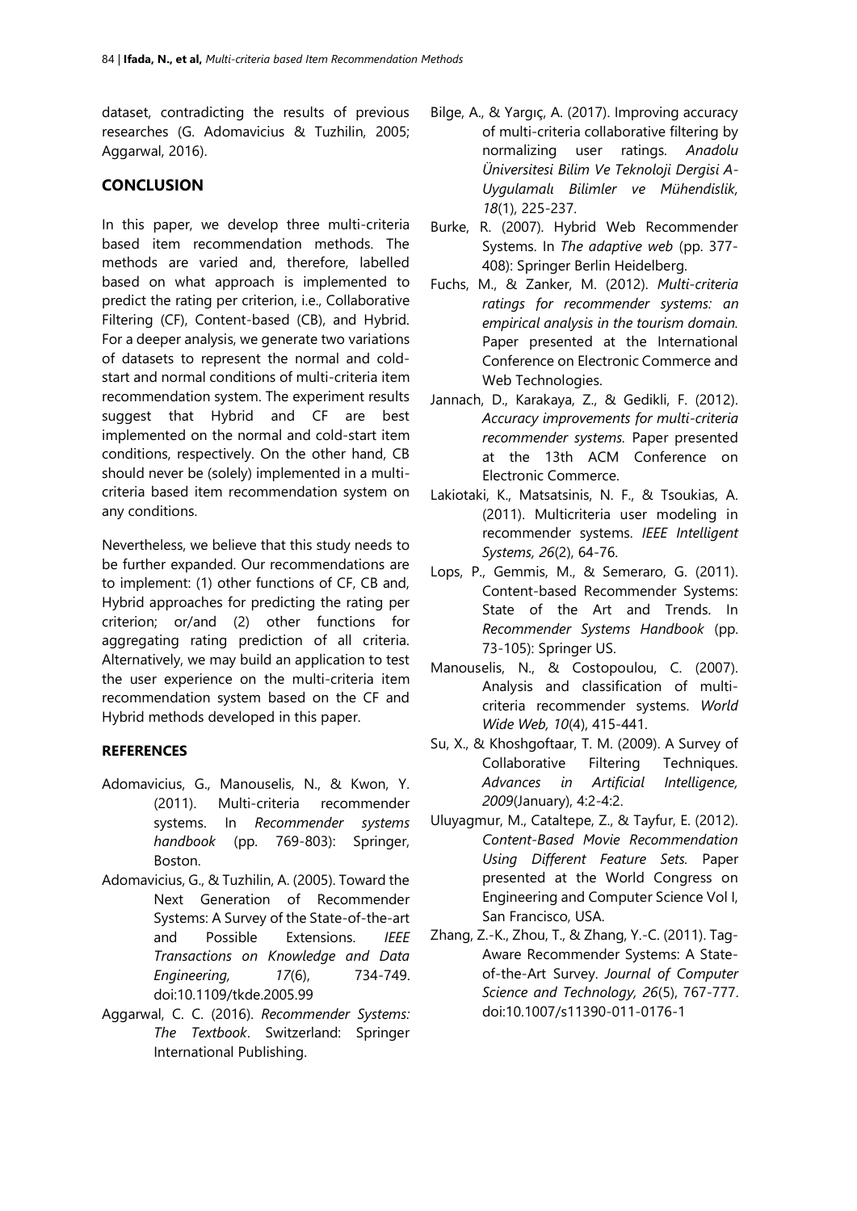dataset, contradicting the results of previous researches (G. Adomavicius & Tuzhilin, 2005; Aggarwal, 2016).

## CONCLUSION

In this paper, we develop three multi-criteria based item recommendation methods. The methods are varied and, therefore, labelled based on what approach is implemented to predict the rating per criterion, i.e., Collaborative Filtering (CF), Content-based (CB), and Hybrid. For a deeper analysis, we generate two variations of datasets to represent the normal and cold-start and normal conditions of multi-criteria item recommendation system. The experiment results suggest that Hybrid and CF are best implemented on the normal and cold-start item conditions, respectively. On the other hand, CB should never be (solely) implemented in a multi-criteria based item recommendation system on any conditions.

Nevertheless, we believe that this study needs to be further expanded. Our recommendations are to implement: (1) other functions of CF, CB and, Hybrid approaches for predicting the rating per criterion; or/and (2) other functions for aggregating rating prediction of all criteria. Alternatively, we may build an application to test the user experience on the multi-criteria item recommendation system based on the CF and Hybrid methods developed in this paper.

### REFERENCES

Adomavicius, G., Manouselis, N., & Kwon, Y. (2011). Multi-criteria recommender systems. In *Recommender systems handbook* (pp. 769-803): Springer, Boston.

Adomavicius, G., & Tuzhilin, A. (2005). Toward the Next Generation of Recommender Systems: A Survey of the State-of-the-art and Possible Extensions. *IEEE Transactions on Knowledge and Data Engineering, 17*(6), 734-749. doi:10.1109/tkde.2005.99

Aggarwal, C. C. (2016). *Recommender Systems: The Textbook*. Switzerland: Springer International Publishing.

Bilge, A., & Yargıç, A. (2017). Improving accuracy of multi-criteria collaborative filtering by normalizing user ratings. *Anadolu Üniversitesi Bilim Ve Teknoloji Dergisi A-Uygulamalı Bilimler ve Mühendislik, 18*(1), 225-237.

Burke, R. (2007). Hybrid Web Recommender Systems. In *The adaptive web* (pp. 377-408): Springer Berlin Heidelberg.

Fuchs, M., & Zanker, M. (2012). *Multi-criteria ratings for recommender systems: an empirical analysis in the tourism domain.* Paper presented at the International Conference on Electronic Commerce and Web Technologies.

Jannach, D., Karakaya, Z., & Gedikli, F. (2012). *Accuracy improvements for multi-criteria recommender systems.* Paper presented at the 13th ACM Conference on Electronic Commerce.

Lakiotaki, K., Matsatsinis, N. F., & Tsoukias, A. (2011). Multicriteria user modeling in recommender systems. *IEEE Intelligent Systems, 26*(2), 64-76.

Lops, P., Gemmis, M., & Semeraro, G. (2011). Content-based Recommender Systems: State of the Art and Trends. In *Recommender Systems Handbook* (pp. 73-105): Springer US.

Manouselis, N., & Costopoulou, C. (2007). Analysis and classification of multi-criteria recommender systems. *World Wide Web, 10*(4), 415-441.

Su, X., & Khoshgoftaar, T. M. (2009). A Survey of Collaborative Filtering Techniques. *Advances in Artificial Intelligence, 2009*(January), 4:2-4:2.

Uluyagmur, M., Cataltepe, Z., & Tayfur, E. (2012). *Content-Based Movie Recommendation Using Different Feature Sets.* Paper presented at the World Congress on Engineering and Computer Science Vol I, San Francisco, USA.

Zhang, Z.-K., Zhou, T., & Zhang, Y.-C. (2011). Tag-Aware Recommender Systems: A State-of-the-Art Survey. *Journal of Computer Science and Technology, 26*(5), 767-777. doi:10.1007/s11390-011-0176-1